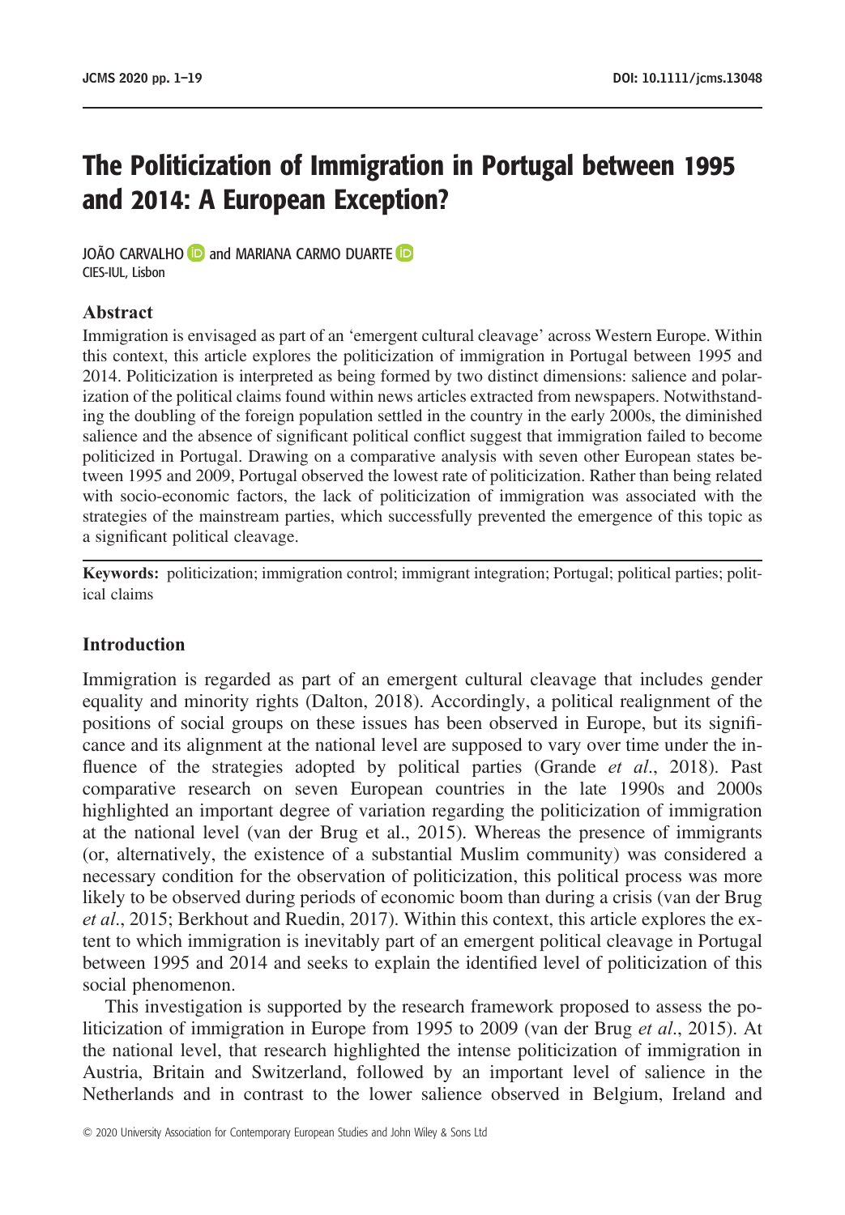# The Politicization of Immigration in Portugal between 1995 and 2014: A European Exception?

JOÃO CARVALHO and MARIANA CARMO DUARTE
CIES-IUL, Lisbon

## Abstract

Immigration is envisaged as part of an 'emergent cultural cleavage' across Western Europe. Within this context, this article explores the politicization of immigration in Portugal between 1995 and 2014. Politicization is interpreted as being formed by two distinct dimensions: salience and polarization of the political claims found within news articles extracted from newspapers. Notwithstanding the doubling of the foreign population settled in the country in the early 2000s, the diminished salience and the absence of significant political conflict suggest that immigration failed to become politicized in Portugal. Drawing on a comparative analysis with seven other European states between 1995 and 2009, Portugal observed the lowest rate of politicization. Rather than being related with socio-economic factors, the lack of politicization of immigration was associated with the strategies of the mainstream parties, which successfully prevented the emergence of this topic as a significant political cleavage.

**Keywords:** politicization; immigration control; immigrant integration; Portugal; political parties; political claims

## Introduction

Immigration is regarded as part of an emergent cultural cleavage that includes gender equality and minority rights (Dalton, 2018). Accordingly, a political realignment of the positions of social groups on these issues has been observed in Europe, but its significance and its alignment at the national level are supposed to vary over time under the influence of the strategies adopted by political parties (Grande *et al*., 2018). Past comparative research on seven European countries in the late 1990s and 2000s highlighted an important degree of variation regarding the politicization of immigration at the national level (van der Brug et al., 2015). Whereas the presence of immigrants (or, alternatively, the existence of a substantial Muslim community) was considered a necessary condition for the observation of politicization, this political process was more likely to be observed during periods of economic boom than during a crisis (van der Brug *et al*., 2015; Berkhout and Ruedin, 2017). Within this context, this article explores the extent to which immigration is inevitably part of an emergent political cleavage in Portugal between 1995 and 2014 and seeks to explain the identified level of politicization of this social phenomenon.

This investigation is supported by the research framework proposed to assess the politicization of immigration in Europe from 1995 to 2009 (van der Brug *et al*., 2015). At the national level, that research highlighted the intense politicization of immigration in Austria, Britain and Switzerland, followed by an important level of salience in the Netherlands and in contrast to the lower salience observed in Belgium, Ireland and

© 2020 University Association for Contemporary European Studies and John Wiley & Sons Ltd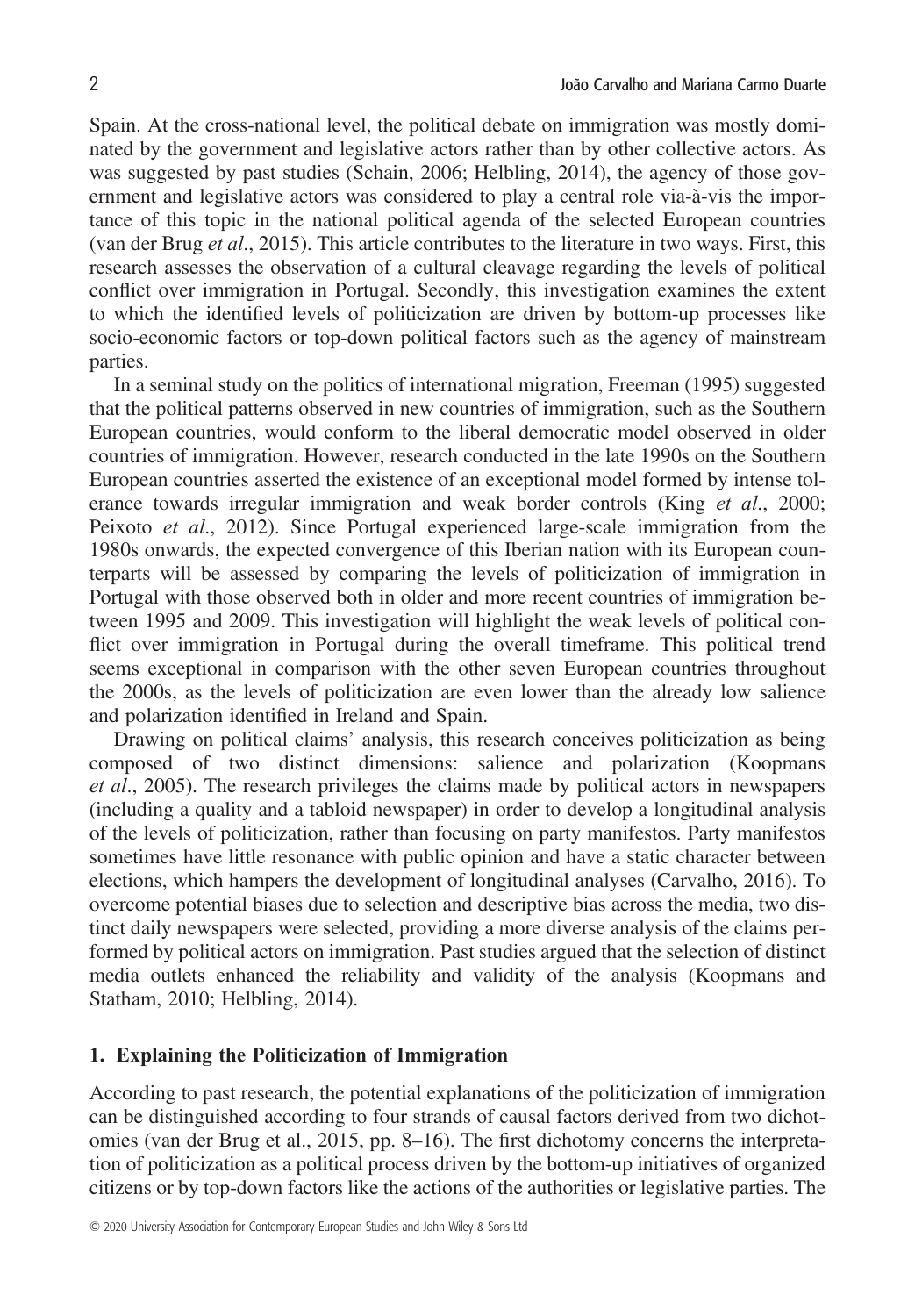Spain. At the cross-national level, the political debate on immigration was mostly dominated by the government and legislative actors rather than by other collective actors. As was suggested by past studies (Schain, 2006; Helbling, 2014), the agency of those government and legislative actors was considered to play a central role via-à-vis the importance of this topic in the national political agenda of the selected European countries (van der Brug *et al*., 2015). This article contributes to the literature in two ways. First, this research assesses the observation of a cultural cleavage regarding the levels of political conflict over immigration in Portugal. Secondly, this investigation examines the extent to which the identified levels of politicization are driven by bottom-up processes like socio-economic factors or top-down political factors such as the agency of mainstream parties.

In a seminal study on the politics of international migration, Freeman (1995) suggested that the political patterns observed in new countries of immigration, such as the Southern European countries, would conform to the liberal democratic model observed in older countries of immigration. However, research conducted in the late 1990s on the Southern European countries asserted the existence of an exceptional model formed by intense tolerance towards irregular immigration and weak border controls (King *et al*., 2000; Peixoto *et al*., 2012). Since Portugal experienced large-scale immigration from the 1980s onwards, the expected convergence of this Iberian nation with its European counterparts will be assessed by comparing the levels of politicization of immigration in Portugal with those observed both in older and more recent countries of immigration between 1995 and 2009. This investigation will highlight the weak levels of political conflict over immigration in Portugal during the overall timeframe. This political trend seems exceptional in comparison with the other seven European countries throughout the 2000s, as the levels of politicization are even lower than the already low salience and polarization identified in Ireland and Spain.

Drawing on political claims' analysis, this research conceives politicization as being composed of two distinct dimensions: salience and polarization (Koopmans *et al*., 2005). The research privileges the claims made by political actors in newspapers (including a quality and a tabloid newspaper) in order to develop a longitudinal analysis of the levels of politicization, rather than focusing on party manifestos. Party manifestos sometimes have little resonance with public opinion and have a static character between elections, which hampers the development of longitudinal analyses (Carvalho, 2016). To overcome potential biases due to selection and descriptive bias across the media, two distinct daily newspapers were selected, providing a more diverse analysis of the claims performed by political actors on immigration. Past studies argued that the selection of distinct media outlets enhanced the reliability and validity of the analysis (Koopmans and Statham, 2010; Helbling, 2014).

## 1. Explaining the Politicization of Immigration

According to past research, the potential explanations of the politicization of immigration can be distinguished according to four strands of causal factors derived from two dichotomies (van der Brug et al., 2015, pp. 8–16). The first dichotomy concerns the interpretation of politicization as a political process driven by the bottom-up initiatives of organized citizens or by top-down factors like the actions of the authorities or legislative parties. The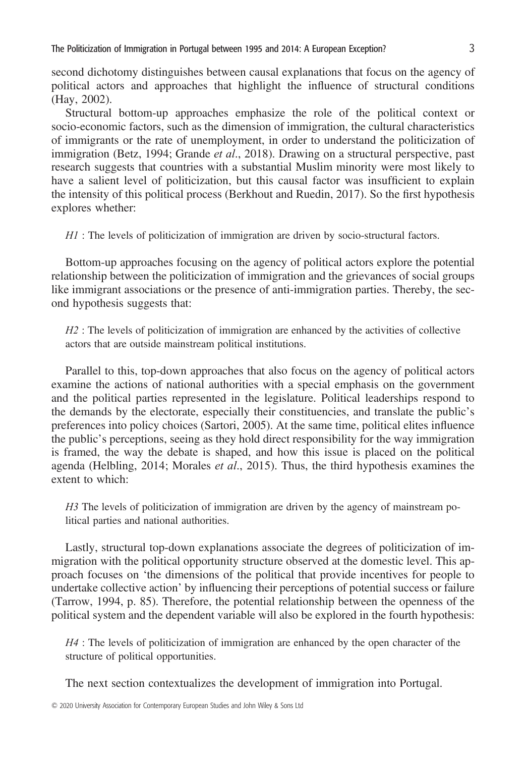second dichotomy distinguishes between causal explanations that focus on the agency of political actors and approaches that highlight the influence of structural conditions (Hay, 2002).

Structural bottom-up approaches emphasize the role of the political context or socio-economic factors, such as the dimension of immigration, the cultural characteristics of immigrants or the rate of unemployment, in order to understand the politicization of immigration (Betz, 1994; Grande *et al*., 2018). Drawing on a structural perspective, past research suggests that countries with a substantial Muslim minority were most likely to have a salient level of politicization, but this causal factor was insufficient to explain the intensity of this political process (Berkhout and Ruedin, 2017). So the first hypothesis explores whether:

> *H1* : The levels of politicization of immigration are driven by socio-structural factors.

Bottom-up approaches focusing on the agency of political actors explore the potential relationship between the politicization of immigration and the grievances of social groups like immigrant associations or the presence of anti-immigration parties. Thereby, the second hypothesis suggests that:

> *H2* : The levels of politicization of immigration are enhanced by the activities of collective actors that are outside mainstream political institutions.

Parallel to this, top-down approaches that also focus on the agency of political actors examine the actions of national authorities with a special emphasis on the government and the political parties represented in the legislature. Political leaderships respond to the demands by the electorate, especially their constituencies, and translate the public's preferences into policy choices (Sartori, 2005). At the same time, political elites influence the public's perceptions, seeing as they hold direct responsibility for the way immigration is framed, the way the debate is shaped, and how this issue is placed on the political agenda (Helbling, 2014; Morales *et al*., 2015). Thus, the third hypothesis examines the extent to which:

> *H3* The levels of politicization of immigration are driven by the agency of mainstream political parties and national authorities.

Lastly, structural top-down explanations associate the degrees of politicization of immigration with the political opportunity structure observed at the domestic level. This approach focuses on 'the dimensions of the political that provide incentives for people to undertake collective action' by influencing their perceptions of potential success or failure (Tarrow, 1994, p. 85). Therefore, the potential relationship between the openness of the political system and the dependent variable will also be explored in the fourth hypothesis:

> *H4* : The levels of politicization of immigration are enhanced by the open character of the structure of political opportunities.

The next section contextualizes the development of immigration into Portugal.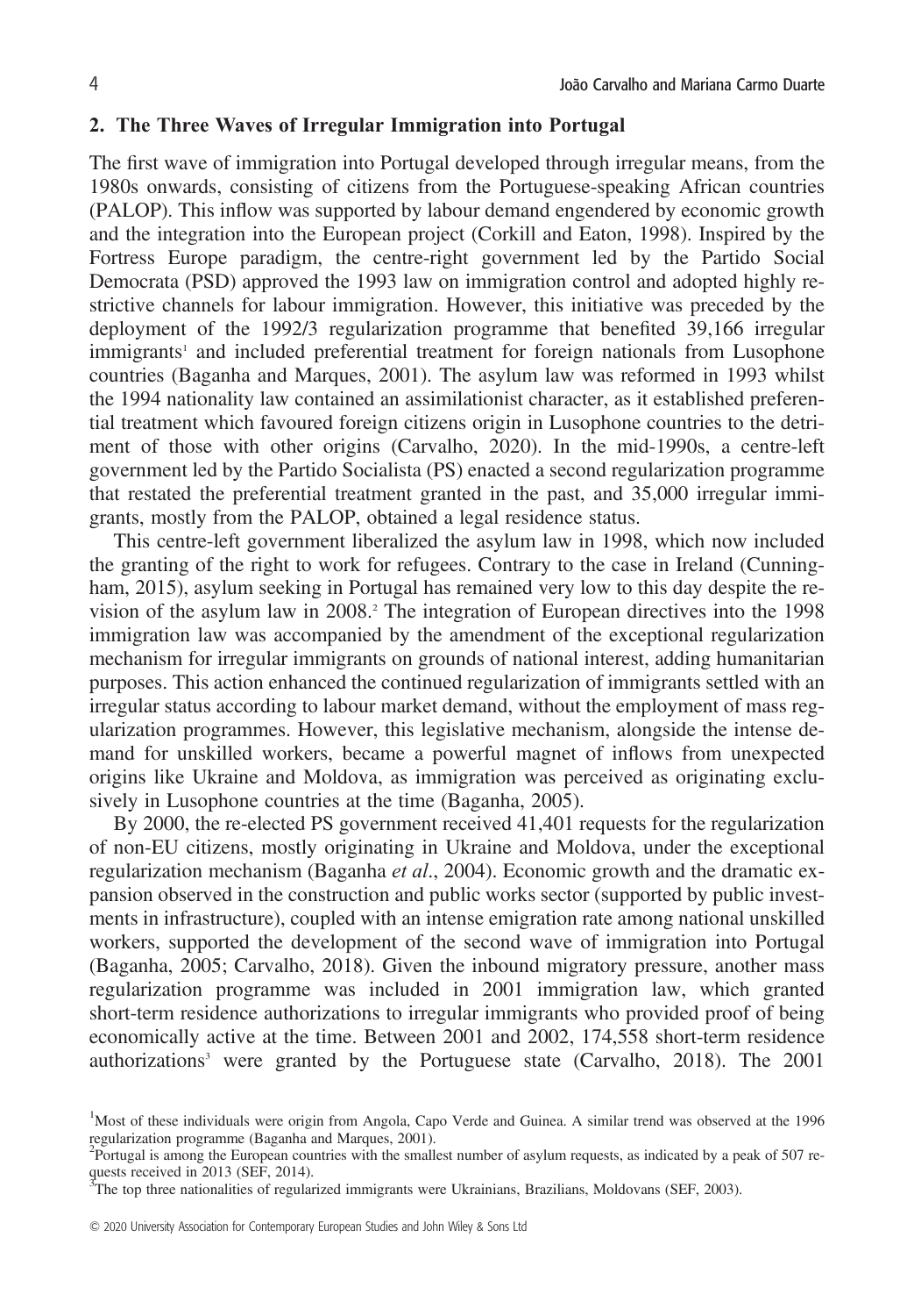## 2. The Three Waves of Irregular Immigration into Portugal

The first wave of immigration into Portugal developed through irregular means, from the 1980s onwards, consisting of citizens from the Portuguese-speaking African countries (PALOP). This inflow was supported by labour demand engendered by economic growth and the integration into the European project (Corkill and Eaton, 1998). Inspired by the Fortress Europe paradigm, the centre-right government led by the Partido Social Democrata (PSD) approved the 1993 law on immigration control and adopted highly restrictive channels for labour immigration. However, this initiative was preceded by the deployment of the 1992/3 regularization programme that benefited 39,166 irregular immigrants[1] and included preferential treatment for foreign nationals from Lusophone countries (Baganha and Marques, 2001). The asylum law was reformed in 1993 whilst the 1994 nationality law contained an assimilationist character, as it established preferential treatment which favoured foreign citizens origin in Lusophone countries to the detriment of those with other origins (Carvalho, 2020). In the mid-1990s, a centre-left government led by the Partido Socialista (PS) enacted a second regularization programme that restated the preferential treatment granted in the past, and 35,000 irregular immigrants, mostly from the PALOP, obtained a legal residence status.

This centre-left government liberalized the asylum law in 1998, which now included the granting of the right to work for refugees. Contrary to the case in Ireland (Cunningham, 2015), asylum seeking in Portugal has remained very low to this day despite the revision of the asylum law in 2008.[2] The integration of European directives into the 1998 immigration law was accompanied by the amendment of the exceptional regularization mechanism for irregular immigrants on grounds of national interest, adding humanitarian purposes. This action enhanced the continued regularization of immigrants settled with an irregular status according to labour market demand, without the employment of mass regularization programmes. However, this legislative mechanism, alongside the intense demand for unskilled workers, became a powerful magnet of inflows from unexpected origins like Ukraine and Moldova, as immigration was perceived as originating exclusively in Lusophone countries at the time (Baganha, 2005).

By 2000, the re-elected PS government received 41,401 requests for the regularization of non-EU citizens, mostly originating in Ukraine and Moldova, under the exceptional regularization mechanism (Baganha *et al*., 2004). Economic growth and the dramatic expansion observed in the construction and public works sector (supported by public investments in infrastructure), coupled with an intense emigration rate among national unskilled workers, supported the development of the second wave of immigration into Portugal (Baganha, 2005; Carvalho, 2018). Given the inbound migratory pressure, another mass regularization programme was included in 2001 immigration law, which granted short-term residence authorizations to irregular immigrants who provided proof of being economically active at the time. Between 2001 and 2002, 174,558 short-term residence authorizations[3] were granted by the Portuguese state (Carvalho, 2018). The 2001

[1] Most of these individuals were origin from Angola, Capo Verde and Guinea. A similar trend was observed at the 1996 regularization programme (Baganha and Marques, 2001).

[2] Portugal is among the European countries with the smallest number of asylum requests, as indicated by a peak of 507 requests received in 2013 (SEF, 2014).

[3] The top three nationalities of regularized immigrants were Ukrainians, Brazilians, Moldovans (SEF, 2003).

© 2020 University Association for Contemporary European Studies and John Wiley & Sons Ltd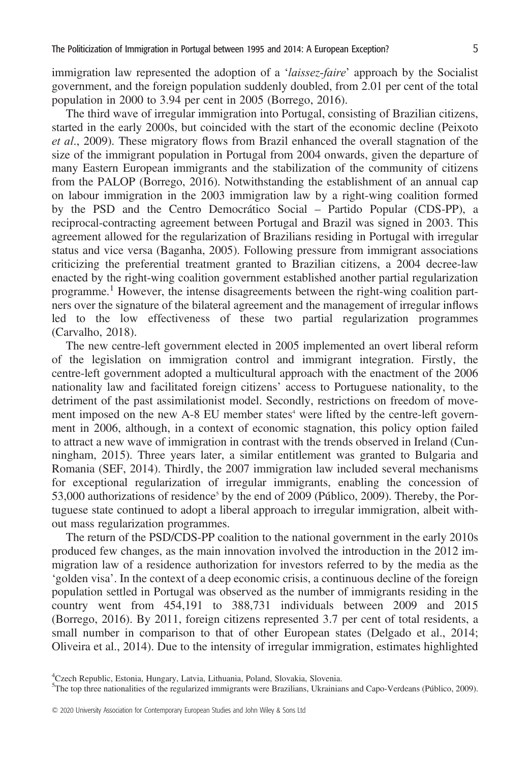immigration law represented the adoption of a '*laissez-faire*' approach by the Socialist government, and the foreign population suddenly doubled, from 2.01 per cent of the total population in 2000 to 3.94 per cent in 2005 (Borrego, 2016).

The third wave of irregular immigration into Portugal, consisting of Brazilian citizens, started in the early 2000s, but coincided with the start of the economic decline (Peixoto *et al*., 2009). These migratory flows from Brazil enhanced the overall stagnation of the size of the immigrant population in Portugal from 2004 onwards, given the departure of many Eastern European immigrants and the stabilization of the community of citizens from the PALOP (Borrego, 2016). Notwithstanding the establishment of an annual cap on labour immigration in the 2003 immigration law by a right-wing coalition formed by the PSD and the Centro Democrático Social – Partido Popular (CDS-PP), a reciprocal-contracting agreement between Portugal and Brazil was signed in 2003. This agreement allowed for the regularization of Brazilians residing in Portugal with irregular status and vice versa (Baganha, 2005). Following pressure from immigrant associations criticizing the preferential treatment granted to Brazilian citizens, a 2004 decree-law enacted by the right-wing coalition government established another partial regularization programme.[1] However, the intense disagreements between the right-wing coalition partners over the signature of the bilateral agreement and the management of irregular inflows led to the low effectiveness of these two partial regularization programmes (Carvalho, 2018).

The new centre-left government elected in 2005 implemented an overt liberal reform of the legislation on immigration control and immigrant integration. Firstly, the centre-left government adopted a multicultural approach with the enactment of the 2006 nationality law and facilitated foreign citizens' access to Portuguese nationality, to the detriment of the past assimilationist model. Secondly, restrictions on freedom of movement imposed on the new A-8 EU member states[4] were lifted by the centre-left government in 2006, although, in a context of economic stagnation, this policy option failed to attract a new wave of immigration in contrast with the trends observed in Ireland (Cunningham, 2015). Three years later, a similar entitlement was granted to Bulgaria and Romania (SEF, 2014). Thirdly, the 2007 immigration law included several mechanisms for exceptional regularization of irregular immigrants, enabling the concession of 53,000 authorizations of residence[5] by the end of 2009 (Público, 2009). Thereby, the Portuguese state continued to adopt a liberal approach to irregular immigration, albeit without mass regularization programmes.

The return of the PSD/CDS-PP coalition to the national government in the early 2010s produced few changes, as the main innovation involved the introduction in the 2012 immigration law of a residence authorization for investors referred to by the media as the 'golden visa'. In the context of a deep economic crisis, a continuous decline of the foreign population settled in Portugal was observed as the number of immigrants residing in the country went from 454,191 to 388,731 individuals between 2009 and 2015 (Borrego, 2016). By 2011, foreign citizens represented 3.7 per cent of total residents, a small number in comparison to that of other European states (Delgado et al., 2014; Oliveira et al., 2014). Due to the intensity of irregular immigration, estimates highlighted

[4] Czech Republic, Estonia, Hungary, Latvia, Lithuania, Poland, Slovakia, Slovenia.

[5] The top three nationalities of the regularized immigrants were Brazilians, Ukrainians and Capo-Verdeans (Público, 2009).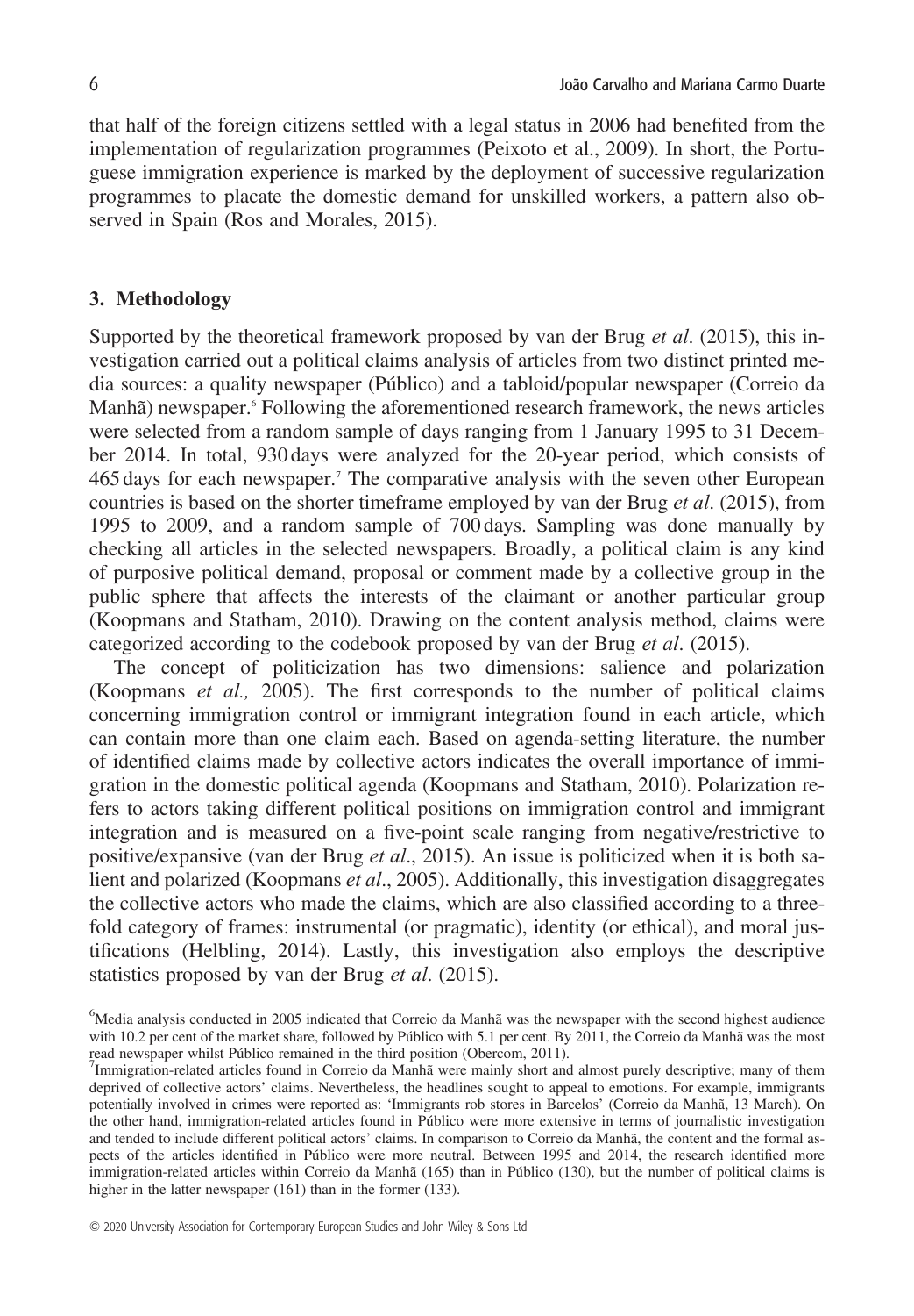that half of the foreign citizens settled with a legal status in 2006 had benefited from the implementation of regularization programmes (Peixoto et al., 2009). In short, the Portuguese immigration experience is marked by the deployment of successive regularization programmes to placate the domestic demand for unskilled workers, a pattern also observed in Spain (Ros and Morales, 2015).

## 3. Methodology

Supported by the theoretical framework proposed by van der Brug *et al*. (2015), this investigation carried out a political claims analysis of articles from two distinct printed media sources: a quality newspaper (Público) and a tabloid/popular newspaper (Correio da Manhã) newspaper.[6] Following the aforementioned research framework, the news articles were selected from a random sample of days ranging from 1 January 1995 to 31 December 2014. In total, 930 days were analyzed for the 20-year period, which consists of 465 days for each newspaper.[7] The comparative analysis with the seven other European countries is based on the shorter timeframe employed by van der Brug *et al*. (2015), from 1995 to 2009, and a random sample of 700 days. Sampling was done manually by checking all articles in the selected newspapers. Broadly, a political claim is any kind of purposive political demand, proposal or comment made by a collective group in the public sphere that affects the interests of the claimant or another particular group (Koopmans and Statham, 2010). Drawing on the content analysis method, claims were categorized according to the codebook proposed by van der Brug *et al*. (2015).

The concept of politicization has two dimensions: salience and polarization (Koopmans *et al.,* 2005). The first corresponds to the number of political claims concerning immigration control or immigrant integration found in each article, which can contain more than one claim each. Based on agenda-setting literature, the number of identified claims made by collective actors indicates the overall importance of immigration in the domestic political agenda (Koopmans and Statham, 2010). Polarization refers to actors taking different political positions on immigration control and immigrant integration and is measured on a five-point scale ranging from negative/restrictive to positive/expansive (van der Brug *et al*., 2015). An issue is politicized when it is both salient and polarized (Koopmans *et al*., 2005). Additionally, this investigation disaggregates the collective actors who made the claims, which are also classified according to a threefold category of frames: instrumental (or pragmatic), identity (or ethical), and moral justifications (Helbling, 2014). Lastly, this investigation also employs the descriptive statistics proposed by van der Brug *et al*. (2015).

[6] Media analysis conducted in 2005 indicated that Correio da Manhã was the newspaper with the second highest audience with 10.2 per cent of the market share, followed by Público with 5.1 per cent. By 2011, the Correio da Manhã was the most read newspaper whilst Público remained in the third position (Obercom, 2011).

[7] Immigration-related articles found in Correio da Manhã were mainly short and almost purely descriptive; many of them deprived of collective actors' claims. Nevertheless, the headlines sought to appeal to emotions. For example, immigrants potentially involved in crimes were reported as: 'Immigrants rob stores in Barcelos' (Correio da Manhã, 13 March). On the other hand, immigration-related articles found in Público were more extensive in terms of journalistic investigation and tended to include different political actors' claims. In comparison to Correio da Manhã, the content and the formal aspects of the articles identified in Público were more neutral. Between 1995 and 2014, the research identified more immigration-related articles within Correio da Manhã (165) than in Público (130), but the number of political claims is higher in the latter newspaper (161) than in the former (133).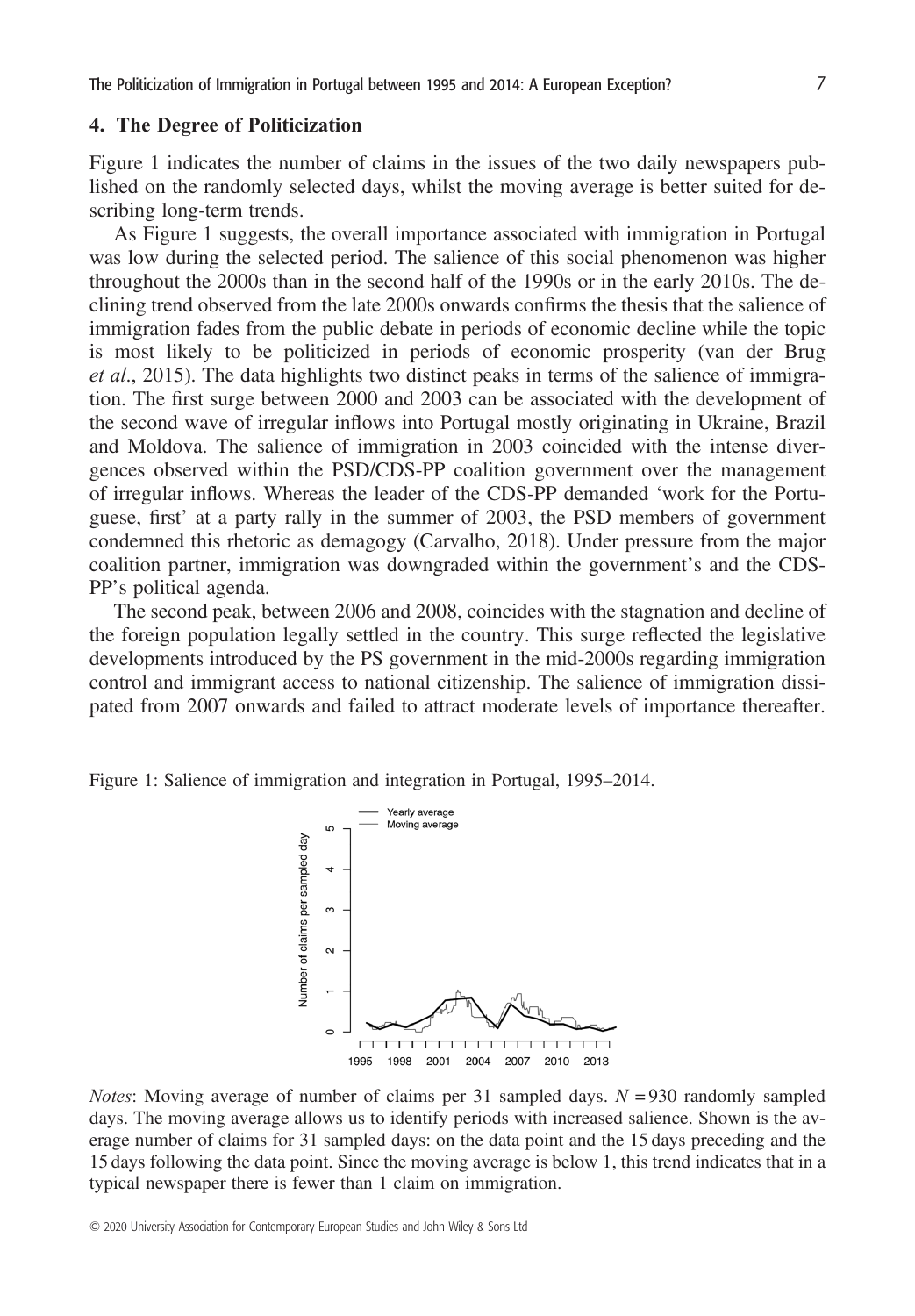## 4. The Degree of Politicization

Figure 1 indicates the number of claims in the issues of the two daily newspapers published on the randomly selected days, whilst the moving average is better suited for describing long-term trends.

As Figure 1 suggests, the overall importance associated with immigration in Portugal was low during the selected period. The salience of this social phenomenon was higher throughout the 2000s than in the second half of the 1990s or in the early 2010s. The declining trend observed from the late 2000s onwards confirms the thesis that the salience of immigration fades from the public debate in periods of economic decline while the topic is most likely to be politicized in periods of economic prosperity (van der Brug *et al*., 2015). The data highlights two distinct peaks in terms of the salience of immigration. The first surge between 2000 and 2003 can be associated with the development of the second wave of irregular inflows into Portugal mostly originating in Ukraine, Brazil and Moldova. The salience of immigration in 2003 coincided with the intense divergences observed within the PSD/CDS-PP coalition government over the management of irregular inflows. Whereas the leader of the CDS-PP demanded 'work for the Portuguese, first' at a party rally in the summer of 2003, the PSD members of government condemned this rhetoric as demagogy (Carvalho, 2018). Under pressure from the major coalition partner, immigration was downgraded within the government's and the CDS-PP's political agenda.

The second peak, between 2006 and 2008, coincides with the stagnation and decline of the foreign population legally settled in the country. This surge reflected the legislative developments introduced by the PS government in the mid-2000s regarding immigration control and immigrant access to national citizenship. The salience of immigration dissipated from 2007 onwards and failed to attract moderate levels of importance thereafter.

Figure 1: Salience of immigration and integration in Portugal, 1995–2014.

*Notes*: Moving average of number of claims per 31 sampled days. $N = 930$ randomly sampled days. The moving average allows us to identify periods with increased salience. Shown is the average number of claims for 31 sampled days: on the data point and the 15 days preceding and the 15 days following the data point. Since the moving average is below 1, this trend indicates that in a typical newspaper there is fewer than 1 claim on immigration.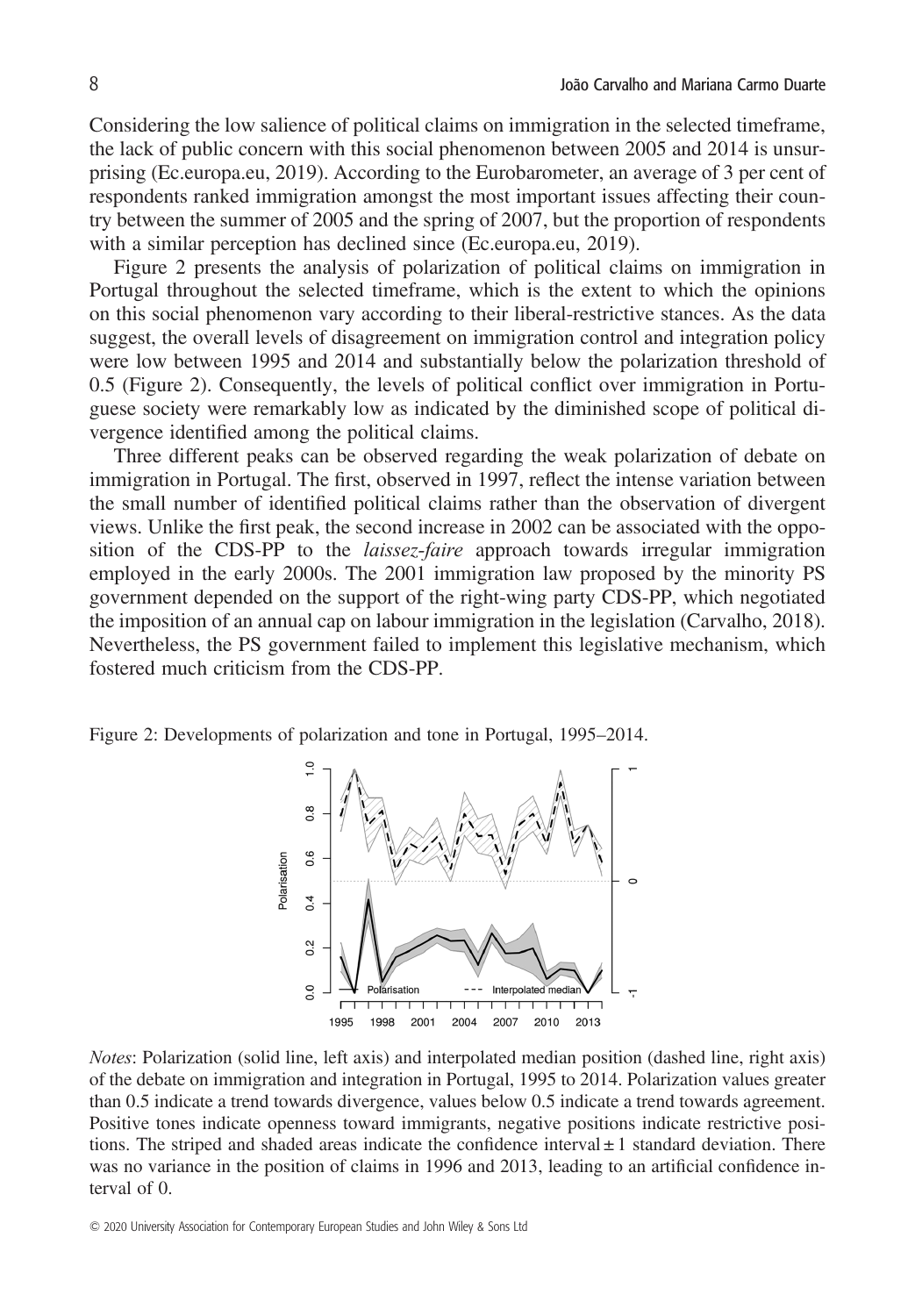Considering the low salience of political claims on immigration in the selected timeframe, the lack of public concern with this social phenomenon between 2005 and 2014 is unsurprising (Ec.europa.eu, 2019). According to the Eurobarometer, an average of 3 per cent of respondents ranked immigration amongst the most important issues affecting their country between the summer of 2005 and the spring of 2007, but the proportion of respondents with a similar perception has declined since (Ec.europa.eu, 2019).

Figure 2 presents the analysis of polarization of political claims on immigration in Portugal throughout the selected timeframe, which is the extent to which the opinions on this social phenomenon vary according to their liberal-restrictive stances. As the data suggest, the overall levels of disagreement on immigration control and integration policy were low between 1995 and 2014 and substantially below the polarization threshold of 0.5 (Figure 2). Consequently, the levels of political conflict over immigration in Portuguese society were remarkably low as indicated by the diminished scope of political divergence identified among the political claims.

Three different peaks can be observed regarding the weak polarization of debate on immigration in Portugal. The first, observed in 1997, reflect the intense variation between the small number of identified political claims rather than the observation of divergent views. Unlike the first peak, the second increase in 2002 can be associated with the opposition of the CDS-PP to the *laissez-faire* approach towards irregular immigration employed in the early 2000s. The 2001 immigration law proposed by the minority PS government depended on the support of the right-wing party CDS-PP, which negotiated the imposition of an annual cap on labour immigration in the legislation (Carvalho, 2018). Nevertheless, the PS government failed to implement this legislative mechanism, which fostered much criticism from the CDS-PP.

Figure 2: Developments of polarization and tone in Portugal, 1995–2014.

*Notes*: Polarization (solid line, left axis) and interpolated median position (dashed line, right axis) of the debate on immigration and integration in Portugal, 1995 to 2014. Polarization values greater than 0.5 indicate a trend towards divergence, values below 0.5 indicate a trend towards agreement. Positive tones indicate openness toward immigrants, negative positions indicate restrictive positions. The striped and shaded areas indicate the confidence interval ± 1 standard deviation. There was no variance in the position of claims in 1996 and 2013, leading to an artificial confidence interval of 0.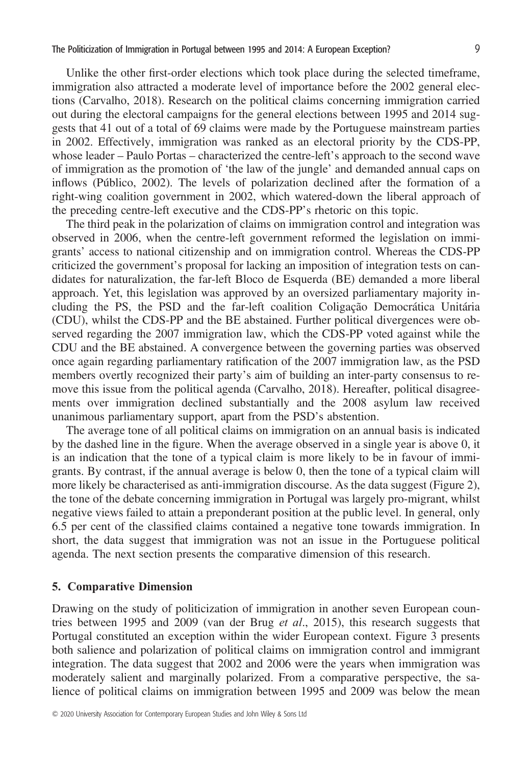Unlike the other first-order elections which took place during the selected timeframe, immigration also attracted a moderate level of importance before the 2002 general elections (Carvalho, 2018). Research on the political claims concerning immigration carried out during the electoral campaigns for the general elections between 1995 and 2014 suggests that 41 out of a total of 69 claims were made by the Portuguese mainstream parties in 2002. Effectively, immigration was ranked as an electoral priority by the CDS-PP, whose leader – Paulo Portas – characterized the centre-left's approach to the second wave of immigration as the promotion of 'the law of the jungle' and demanded annual caps on inflows (Público, 2002). The levels of polarization declined after the formation of a right-wing coalition government in 2002, which watered-down the liberal approach of the preceding centre-left executive and the CDS-PP's rhetoric on this topic.

The third peak in the polarization of claims on immigration control and integration was observed in 2006, when the centre-left government reformed the legislation on immigrants' access to national citizenship and on immigration control. Whereas the CDS-PP criticized the government's proposal for lacking an imposition of integration tests on candidates for naturalization, the far-left Bloco de Esquerda (BE) demanded a more liberal approach. Yet, this legislation was approved by an oversized parliamentary majority including the PS, the PSD and the far-left coalition Coligação Democrática Unitária (CDU), whilst the CDS-PP and the BE abstained. Further political divergences were observed regarding the 2007 immigration law, which the CDS-PP voted against while the CDU and the BE abstained. A convergence between the governing parties was observed once again regarding parliamentary ratification of the 2007 immigration law, as the PSD members overtly recognized their party's aim of building an inter-party consensus to remove this issue from the political agenda (Carvalho, 2018). Hereafter, political disagreements over immigration declined substantially and the 2008 asylum law received unanimous parliamentary support, apart from the PSD's abstention.

The average tone of all political claims on immigration on an annual basis is indicated by the dashed line in the figure. When the average observed in a single year is above 0, it is an indication that the tone of a typical claim is more likely to be in favour of immigrants. By contrast, if the annual average is below 0, then the tone of a typical claim will more likely be characterised as anti-immigration discourse. As the data suggest (Figure 2), the tone of the debate concerning immigration in Portugal was largely pro-migrant, whilst negative views failed to attain a preponderant position at the public level. In general, only 6.5 per cent of the classified claims contained a negative tone towards immigration. In short, the data suggest that immigration was not an issue in the Portuguese political agenda. The next section presents the comparative dimension of this research.

## 5. Comparative Dimension

Drawing on the study of politicization of immigration in another seven European countries between 1995 and 2009 (van der Brug *et al*., 2015), this research suggests that Portugal constituted an exception within the wider European context. Figure 3 presents both salience and polarization of political claims on immigration control and immigrant integration. The data suggest that 2002 and 2006 were the years when immigration was moderately salient and marginally polarized. From a comparative perspective, the salience of political claims on immigration between 1995 and 2009 was below the mean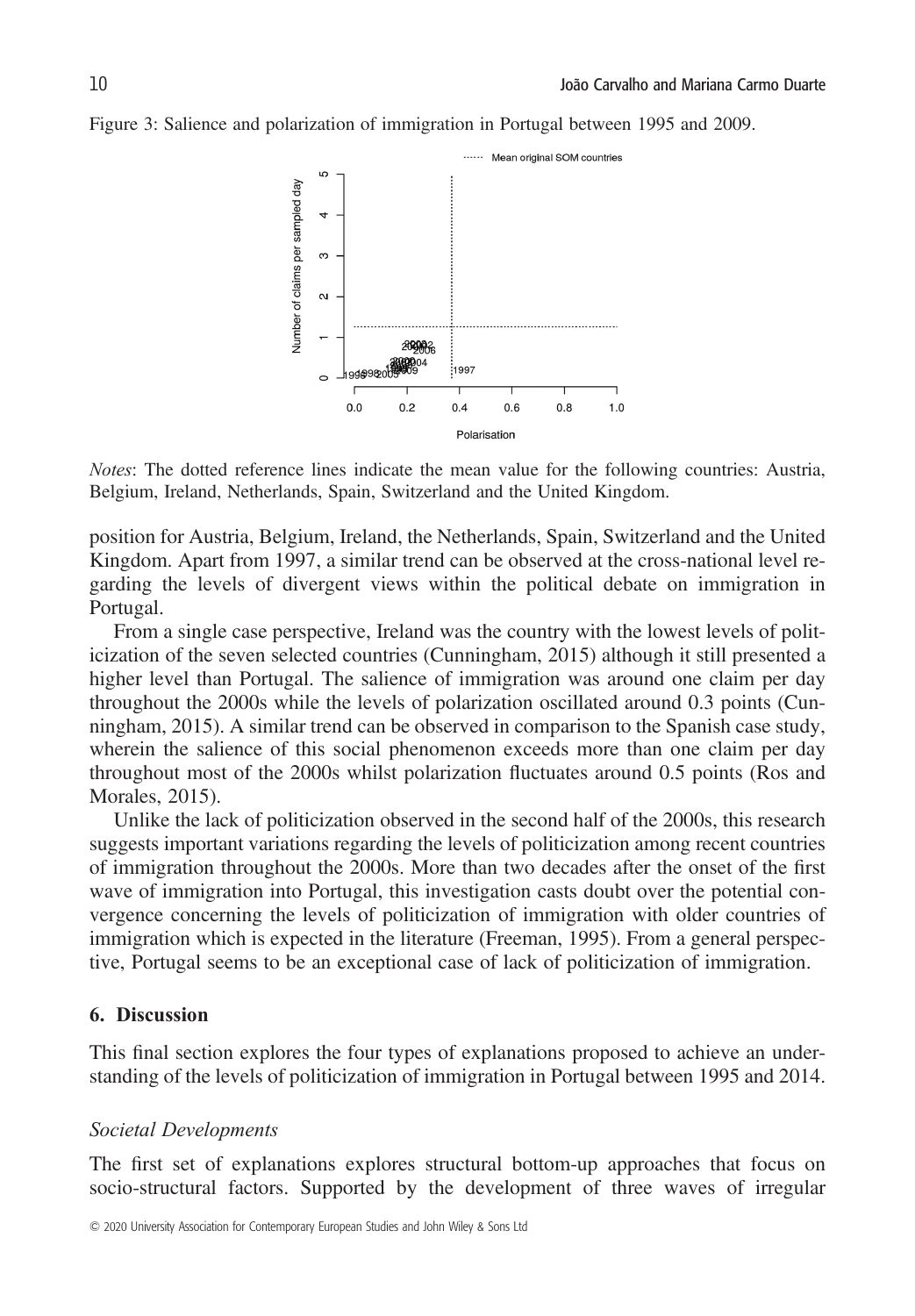Figure 3: Salience and polarization of immigration in Portugal between 1995 and 2009.

*Notes*: The dotted reference lines indicate the mean value for the following countries: Austria, Belgium, Ireland, Netherlands, Spain, Switzerland and the United Kingdom.

position for Austria, Belgium, Ireland, the Netherlands, Spain, Switzerland and the United Kingdom. Apart from 1997, a similar trend can be observed at the cross-national level regarding the levels of divergent views within the political debate on immigration in Portugal.

From a single case perspective, Ireland was the country with the lowest levels of politicization of the seven selected countries (Cunningham, 2015) although it still presented a higher level than Portugal. The salience of immigration was around one claim per day throughout the 2000s while the levels of polarization oscillated around 0.3 points (Cunningham, 2015). A similar trend can be observed in comparison to the Spanish case study, wherein the salience of this social phenomenon exceeds more than one claim per day throughout most of the 2000s whilst polarization fluctuates around 0.5 points (Ros and Morales, 2015).

Unlike the lack of politicization observed in the second half of the 2000s, this research suggests important variations regarding the levels of politicization among recent countries of immigration throughout the 2000s. More than two decades after the onset of the first wave of immigration into Portugal, this investigation casts doubt over the potential convergence concerning the levels of politicization of immigration with older countries of immigration which is expected in the literature (Freeman, 1995). From a general perspective, Portugal seems to be an exceptional case of lack of politicization of immigration.

## 6. Discussion

This final section explores the four types of explanations proposed to achieve an understanding of the levels of politicization of immigration in Portugal between 1995 and 2014.

### *Societal Developments*

The first set of explanations explores structural bottom-up approaches that focus on socio-structural factors. Supported by the development of three waves of irregular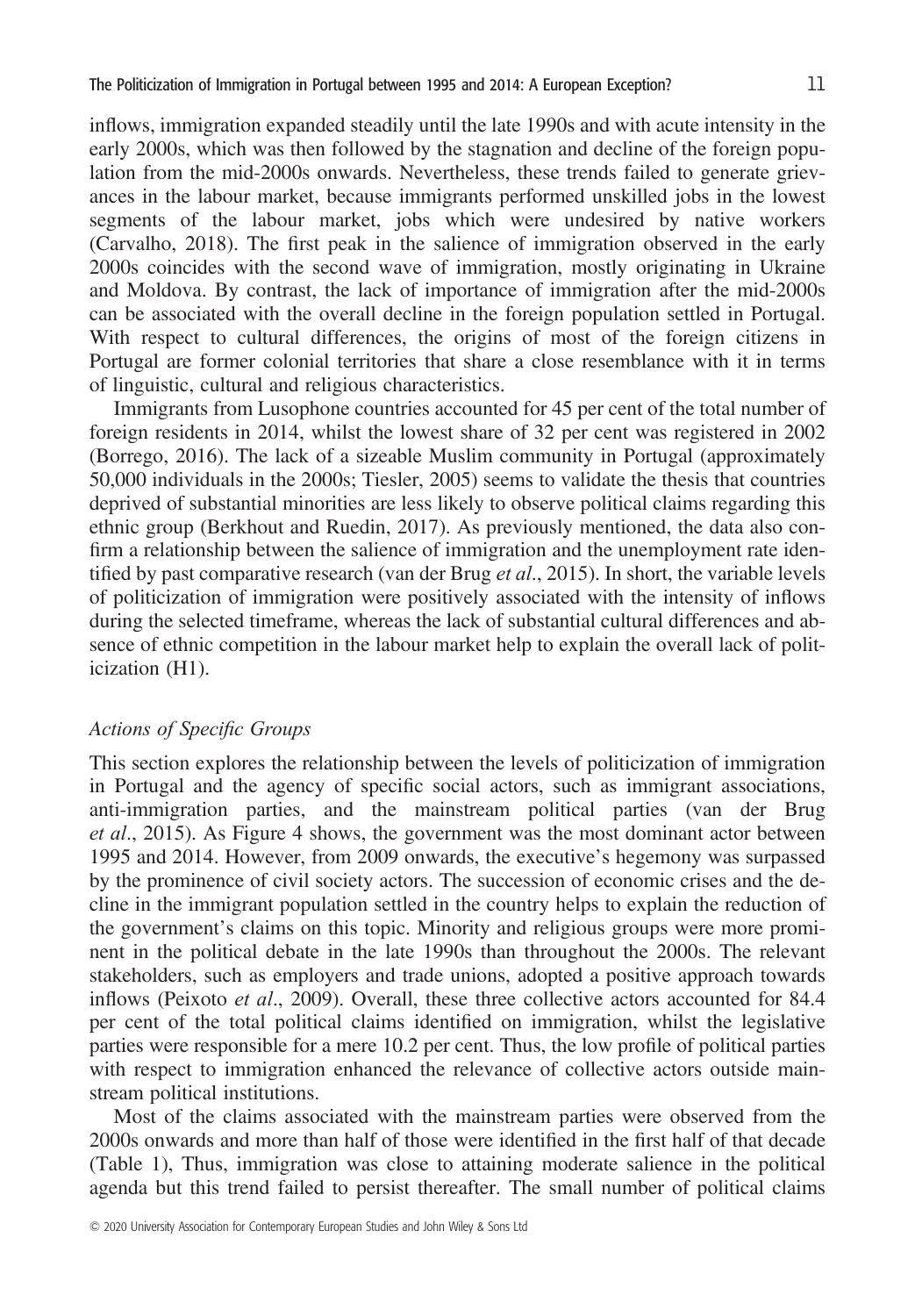inflows, immigration expanded steadily until the late 1990s and with acute intensity in the early 2000s, which was then followed by the stagnation and decline of the foreign population from the mid-2000s onwards. Nevertheless, these trends failed to generate grievances in the labour market, because immigrants performed unskilled jobs in the lowest segments of the labour market, jobs which were undesired by native workers (Carvalho, 2018). The first peak in the salience of immigration observed in the early 2000s coincides with the second wave of immigration, mostly originating in Ukraine and Moldova. By contrast, the lack of importance of immigration after the mid-2000s can be associated with the overall decline in the foreign population settled in Portugal. With respect to cultural differences, the origins of most of the foreign citizens in Portugal are former colonial territories that share a close resemblance with it in terms of linguistic, cultural and religious characteristics.

Immigrants from Lusophone countries accounted for 45 per cent of the total number of foreign residents in 2014, whilst the lowest share of 32 per cent was registered in 2002 (Borrego, 2016). The lack of a sizeable Muslim community in Portugal (approximately 50,000 individuals in the 2000s; Tiesler, 2005) seems to validate the thesis that countries deprived of substantial minorities are less likely to observe political claims regarding this ethnic group (Berkhout and Ruedin, 2017). As previously mentioned, the data also confirm a relationship between the salience of immigration and the unemployment rate identified by past comparative research (van der Brug *et al*., 2015). In short, the variable levels of politicization of immigration were positively associated with the intensity of inflows during the selected timeframe, whereas the lack of substantial cultural differences and absence of ethnic competition in the labour market help to explain the overall lack of politicization (H1).

### *Actions of Specific Groups*

This section explores the relationship between the levels of politicization of immigration in Portugal and the agency of specific social actors, such as immigrant associations, anti-immigration parties, and the mainstream political parties (van der Brug *et al*., 2015). As Figure 4 shows, the government was the most dominant actor between 1995 and 2014. However, from 2009 onwards, the executive's hegemony was surpassed by the prominence of civil society actors. The succession of economic crises and the decline in the immigrant population settled in the country helps to explain the reduction of the government's claims on this topic. Minority and religious groups were more prominent in the political debate in the late 1990s than throughout the 2000s. The relevant stakeholders, such as employers and trade unions, adopted a positive approach towards inflows (Peixoto *et al*., 2009). Overall, these three collective actors accounted for 84.4 per cent of the total political claims identified on immigration, whilst the legislative parties were responsible for a mere 10.2 per cent. Thus, the low profile of political parties with respect to immigration enhanced the relevance of collective actors outside mainstream political institutions.

Most of the claims associated with the mainstream parties were observed from the 2000s onwards and more than half of those were identified in the first half of that decade (Table 1), Thus, immigration was close to attaining moderate salience in the political agenda but this trend failed to persist thereafter. The small number of political claims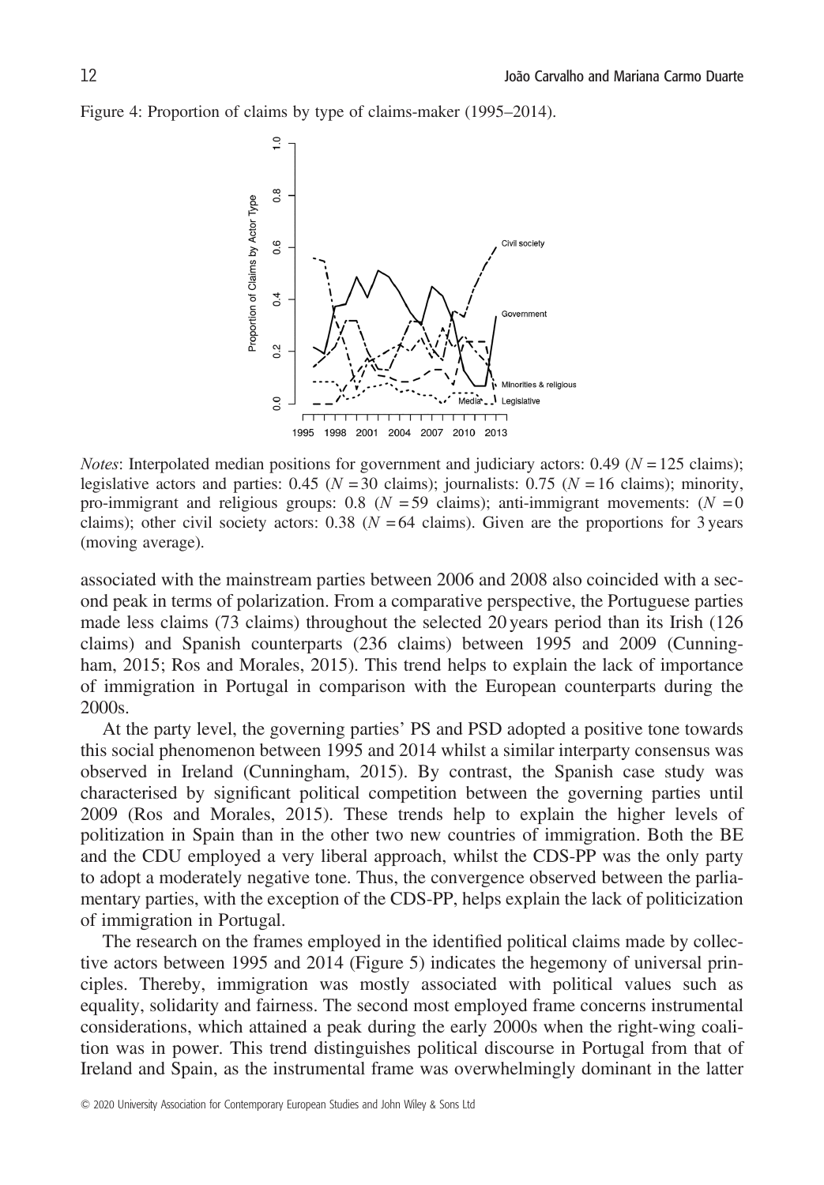Figure 4: Proportion of claims by type of claims-maker (1995–2014).

*Notes*: Interpolated median positions for government and judiciary actors: 0.49 ($N = 125$ claims); legislative actors and parties: 0.45 ($N = 30$ claims); journalists: 0.75 ($N = 16$ claims); minority, pro-immigrant and religious groups: 0.8 ($N = 59$ claims); anti-immigrant movements: ($N = 0$ claims); other civil society actors: 0.38 ($N = 64$ claims). Given are the proportions for 3 years (moving average).

associated with the mainstream parties between 2006 and 2008 also coincided with a second peak in terms of polarization. From a comparative perspective, the Portuguese parties made less claims (73 claims) throughout the selected 20 years period than its Irish (126 claims) and Spanish counterparts (236 claims) between 1995 and 2009 (Cunningham, 2015; Ros and Morales, 2015). This trend helps to explain the lack of importance of immigration in Portugal in comparison with the European counterparts during the 2000s.

At the party level, the governing parties' PS and PSD adopted a positive tone towards this social phenomenon between 1995 and 2014 whilst a similar interparty consensus was observed in Ireland (Cunningham, 2015). By contrast, the Spanish case study was characterised by significant political competition between the governing parties until 2009 (Ros and Morales, 2015). These trends help to explain the higher levels of politization in Spain than in the other two new countries of immigration. Both the BE and the CDU employed a very liberal approach, whilst the CDS-PP was the only party to adopt a moderately negative tone. Thus, the convergence observed between the parliamentary parties, with the exception of the CDS-PP, helps explain the lack of politicization of immigration in Portugal.

The research on the frames employed in the identified political claims made by collective actors between 1995 and 2014 (Figure 5) indicates the hegemony of universal principles. Thereby, immigration was mostly associated with political values such as equality, solidarity and fairness. The second most employed frame concerns instrumental considerations, which attained a peak during the early 2000s when the right-wing coalition was in power. This trend distinguishes political discourse in Portugal from that of Ireland and Spain, as the instrumental frame was overwhelmingly dominant in the latter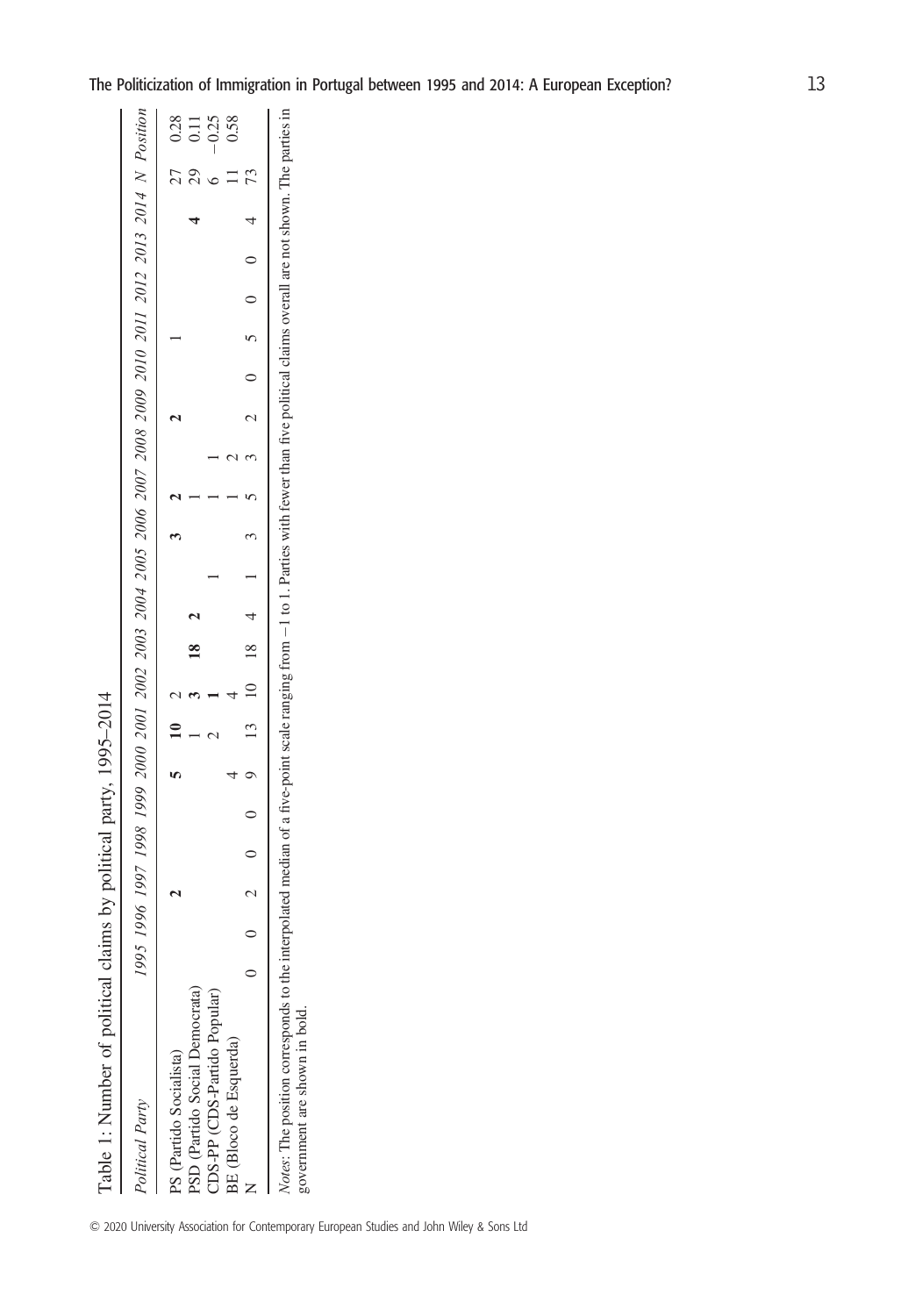Table 1: Number of political claims by political party, 1995–2014

| *Political Party* | *1995* | *1996* | *1997* | *1998* | *1999* | *2000* | *2001* | *2002* | *2003* | *2004* | *2005* | *2006* | *2007* | *2008* | *2009* | *2010* | *2011* | *2012* | *2013* | *2014* | *N* | *Position* |
|---|---|---|---|---|---|---|---|---|---|---|---|---|---|---|---|---|---|---|---|---|---|---|
| PS (Partido Socialista) | | | **2** | | | **5** | **10** | 2 | | | | **3** | **2** | | **2** | | 1 | | | | 27 | 0.28 |
| PSD (Partido Social Democrata) | | | | | | | 1 | **3** | **18** | **2** | | | 1 | | | | | | | **4** | 29 | 0.11 |
| CDS-PP (CDS-Partido Popular) | | | | | | | 2 | **1** | | | 1 | | 1 | 1 | | | | | | | 6 | −0.25 |
| BE (Bloco de Esquerda) | | | | | | 4 | | 4 | | | | | 1 | 2 | | | | | | | 11 | 0.58 |
| N | 0 | 0 | 2 | 0 | 0 | 9 | 13 | 10 | 18 | 4 | 1 | 3 | 5 | 3 | 2 | 0 | 5 | 0 | 0 | 4 | 73 | |

*Notes*: The position corresponds to the interpolated median of a five-point scale ranging from −1 to 1. Parties with fewer than five political claims overall are not shown. The parties in government are shown in bold.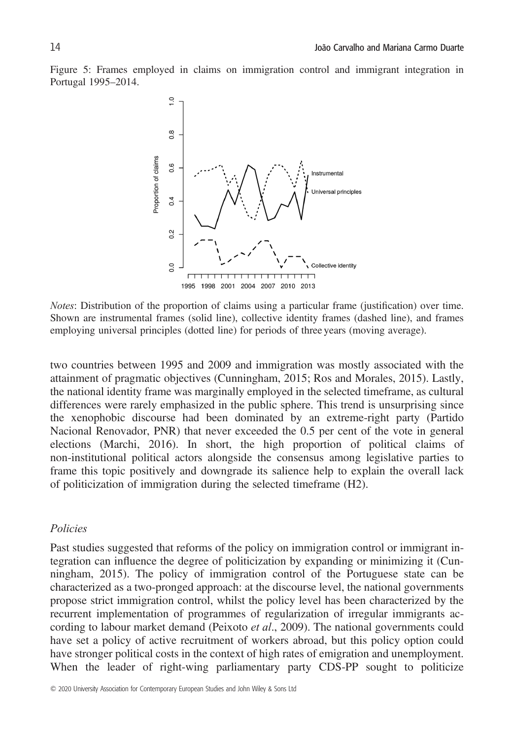Figure 5: Frames employed in claims on immigration control and immigrant integration in Portugal 1995–2014.

*Notes*: Distribution of the proportion of claims using a particular frame (justification) over time. Shown are instrumental frames (solid line), collective identity frames (dashed line), and frames employing universal principles (dotted line) for periods of three years (moving average).

two countries between 1995 and 2009 and immigration was mostly associated with the attainment of pragmatic objectives (Cunningham, 2015; Ros and Morales, 2015). Lastly, the national identity frame was marginally employed in the selected timeframe, as cultural differences were rarely emphasized in the public sphere. This trend is unsurprising since the xenophobic discourse had been dominated by an extreme-right party (Partido Nacional Renovador, PNR) that never exceeded the 0.5 per cent of the vote in general elections (Marchi, 2016). In short, the high proportion of political claims of non-institutional political actors alongside the consensus among legislative parties to frame this topic positively and downgrade its salience help to explain the overall lack of politicization of immigration during the selected timeframe (H2).

### *Policies*

Past studies suggested that reforms of the policy on immigration control or immigrant integration can influence the degree of politicization by expanding or minimizing it (Cunningham, 2015). The policy of immigration control of the Portuguese state can be characterized as a two-pronged approach: at the discourse level, the national governments propose strict immigration control, whilst the policy level has been characterized by the recurrent implementation of programmes of regularization of irregular immigrants according to labour market demand (Peixoto *et al*., 2009). The national governments could have set a policy of active recruitment of workers abroad, but this policy option could have stronger political costs in the context of high rates of emigration and unemployment. When the leader of right-wing parliamentary party CDS-PP sought to politicize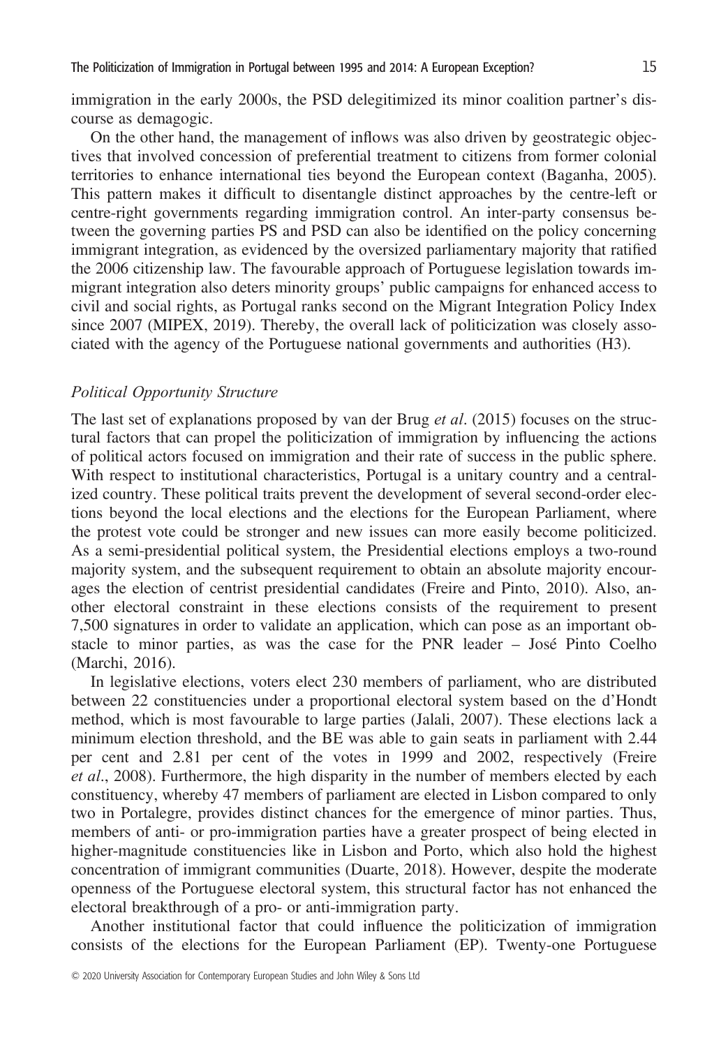immigration in the early 2000s, the PSD delegitimized its minor coalition partner's discourse as demagogic.

On the other hand, the management of inflows was also driven by geostrategic objectives that involved concession of preferential treatment to citizens from former colonial territories to enhance international ties beyond the European context (Baganha, 2005). This pattern makes it difficult to disentangle distinct approaches by the centre-left or centre-right governments regarding immigration control. An inter-party consensus between the governing parties PS and PSD can also be identified on the policy concerning immigrant integration, as evidenced by the oversized parliamentary majority that ratified the 2006 citizenship law. The favourable approach of Portuguese legislation towards immigrant integration also deters minority groups' public campaigns for enhanced access to civil and social rights, as Portugal ranks second on the Migrant Integration Policy Index since 2007 (MIPEX, 2019). Thereby, the overall lack of politicization was closely associated with the agency of the Portuguese national governments and authorities (H3).

### *Political Opportunity Structure*

The last set of explanations proposed by van der Brug *et al*. (2015) focuses on the structural factors that can propel the politicization of immigration by influencing the actions of political actors focused on immigration and their rate of success in the public sphere. With respect to institutional characteristics, Portugal is a unitary country and a centralized country. These political traits prevent the development of several second-order elections beyond the local elections and the elections for the European Parliament, where the protest vote could be stronger and new issues can more easily become politicized. As a semi-presidential political system, the Presidential elections employs a two-round majority system, and the subsequent requirement to obtain an absolute majority encourages the election of centrist presidential candidates (Freire and Pinto, 2010). Also, another electoral constraint in these elections consists of the requirement to present 7,500 signatures in order to validate an application, which can pose as an important obstacle to minor parties, as was the case for the PNR leader – José Pinto Coelho (Marchi, 2016).

In legislative elections, voters elect 230 members of parliament, who are distributed between 22 constituencies under a proportional electoral system based on the d'Hondt method, which is most favourable to large parties (Jalali, 2007). These elections lack a minimum election threshold, and the BE was able to gain seats in parliament with 2.44 per cent and 2.81 per cent of the votes in 1999 and 2002, respectively (Freire *et al*., 2008). Furthermore, the high disparity in the number of members elected by each constituency, whereby 47 members of parliament are elected in Lisbon compared to only two in Portalegre, provides distinct chances for the emergence of minor parties. Thus, members of anti- or pro-immigration parties have a greater prospect of being elected in higher-magnitude constituencies like in Lisbon and Porto, which also hold the highest concentration of immigrant communities (Duarte, 2018). However, despite the moderate openness of the Portuguese electoral system, this structural factor has not enhanced the electoral breakthrough of a pro- or anti-immigration party.

Another institutional factor that could influence the politicization of immigration consists of the elections for the European Parliament (EP). Twenty-one Portuguese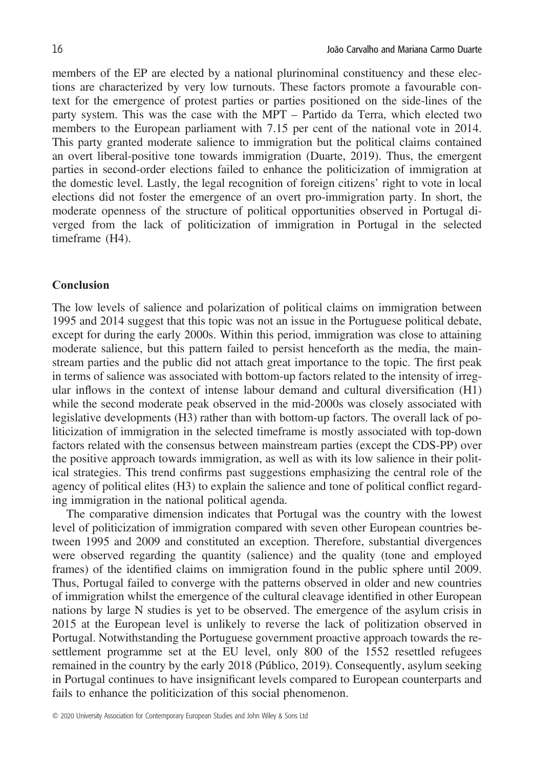members of the EP are elected by a national plurinominal constituency and these elections are characterized by very low turnouts. These factors promote a favourable context for the emergence of protest parties or parties positioned on the side-lines of the party system. This was the case with the MPT – Partido da Terra, which elected two members to the European parliament with 7.15 per cent of the national vote in 2014. This party granted moderate salience to immigration but the political claims contained an overt liberal-positive tone towards immigration (Duarte, 2019). Thus, the emergent parties in second-order elections failed to enhance the politicization of immigration at the domestic level. Lastly, the legal recognition of foreign citizens' right to vote in local elections did not foster the emergence of an overt pro-immigration party. In short, the moderate openness of the structure of political opportunities observed in Portugal diverged from the lack of politicization of immigration in Portugal in the selected timeframe (H4).

## Conclusion

The low levels of salience and polarization of political claims on immigration between 1995 and 2014 suggest that this topic was not an issue in the Portuguese political debate, except for during the early 2000s. Within this period, immigration was close to attaining moderate salience, but this pattern failed to persist henceforth as the media, the mainstream parties and the public did not attach great importance to the topic. The first peak in terms of salience was associated with bottom-up factors related to the intensity of irregular inflows in the context of intense labour demand and cultural diversification (H1) while the second moderate peak observed in the mid-2000s was closely associated with legislative developments (H3) rather than with bottom-up factors. The overall lack of politicization of immigration in the selected timeframe is mostly associated with top-down factors related with the consensus between mainstream parties (except the CDS-PP) over the positive approach towards immigration, as well as with its low salience in their political strategies. This trend confirms past suggestions emphasizing the central role of the agency of political elites (H3) to explain the salience and tone of political conflict regarding immigration in the national political agenda.

The comparative dimension indicates that Portugal was the country with the lowest level of politicization of immigration compared with seven other European countries between 1995 and 2009 and constituted an exception. Therefore, substantial divergences were observed regarding the quantity (salience) and the quality (tone and employed frames) of the identified claims on immigration found in the public sphere until 2009. Thus, Portugal failed to converge with the patterns observed in older and new countries of immigration whilst the emergence of the cultural cleavage identified in other European nations by large N studies is yet to be observed. The emergence of the asylum crisis in 2015 at the European level is unlikely to reverse the lack of politization observed in Portugal. Notwithstanding the Portuguese government proactive approach towards the resettlement programme set at the EU level, only 800 of the 1552 resettled refugees remained in the country by the early 2018 (Público, 2019). Consequently, asylum seeking in Portugal continues to have insignificant levels compared to European counterparts and fails to enhance the politicization of this social phenomenon.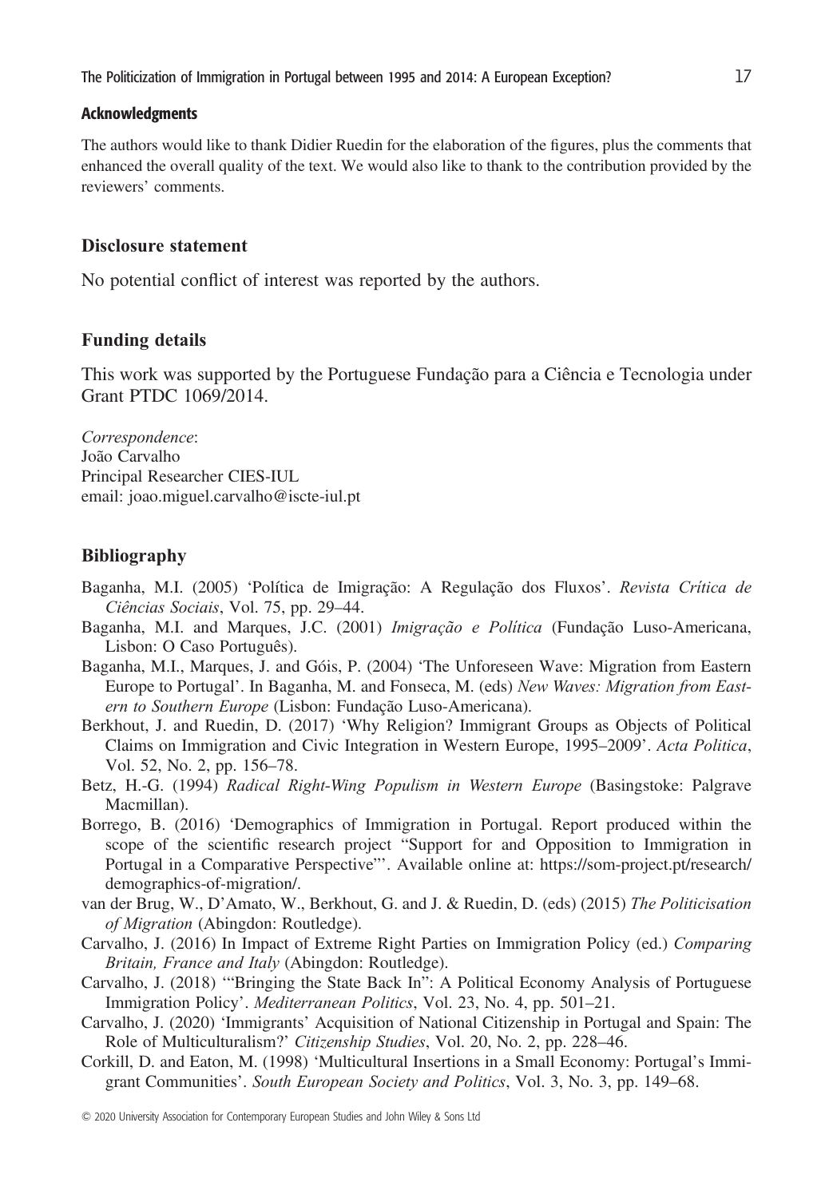### Acknowledgments

The authors would like to thank Didier Ruedin for the elaboration of the figures, plus the comments that enhanced the overall quality of the text. We would also like to thank to the contribution provided by the reviewers' comments.

## Disclosure statement

No potential conflict of interest was reported by the authors.

## Funding details

This work was supported by the Portuguese Fundação para a Ciência e Tecnologia under Grant PTDC 1069/2014.

*Correspondence*:
João Carvalho
Principal Researcher CIES-IUL
email: joao.miguel.carvalho@iscte-iul.pt

## Bibliography

Baganha, M.I. (2005) 'Política de Imigração: A Regulação dos Fluxos'. *Revista Crítica de Ciências Sociais*, Vol. 75, pp. 29–44.

Baganha, M.I. and Marques, J.C. (2001) *Imigração e Política* (Fundação Luso-Americana, Lisbon: O Caso Português).

Baganha, M.I., Marques, J. and Góis, P. (2004) 'The Unforeseen Wave: Migration from Eastern Europe to Portugal'. In Baganha, M. and Fonseca, M. (eds) *New Waves: Migration from Eastern to Southern Europe* (Lisbon: Fundação Luso-Americana).

Berkhout, J. and Ruedin, D. (2017) 'Why Religion? Immigrant Groups as Objects of Political Claims on Immigration and Civic Integration in Western Europe, 1995–2009'. *Acta Politica*, Vol. 52, No. 2, pp. 156–78.

Betz, H.-G. (1994) *Radical Right-Wing Populism in Western Europe* (Basingstoke: Palgrave Macmillan).

Borrego, B. (2016) 'Demographics of Immigration in Portugal. Report produced within the scope of the scientific research project "Support for and Opposition to Immigration in Portugal in a Comparative Perspective"'. Available online at: https://som-project.pt/research/demographics-of-migration/.

van der Brug, W., D'Amato, W., Berkhout, G. and J. & Ruedin, D. (eds) (2015) *The Politicisation of Migration* (Abingdon: Routledge).

Carvalho, J. (2016) In Impact of Extreme Right Parties on Immigration Policy (ed.) *Comparing Britain, France and Italy* (Abingdon: Routledge).

Carvalho, J. (2018) '"Bringing the State Back In": A Political Economy Analysis of Portuguese Immigration Policy'. *Mediterranean Politics*, Vol. 23, No. 4, pp. 501–21.

Carvalho, J. (2020) 'Immigrants' Acquisition of National Citizenship in Portugal and Spain: The Role of Multiculturalism?' *Citizenship Studies*, Vol. 20, No. 2, pp. 228–46.

Corkill, D. and Eaton, M. (1998) 'Multicultural Insertions in a Small Economy: Portugal's Immigrant Communities'. *South European Society and Politics*, Vol. 3, No. 3, pp. 149–68.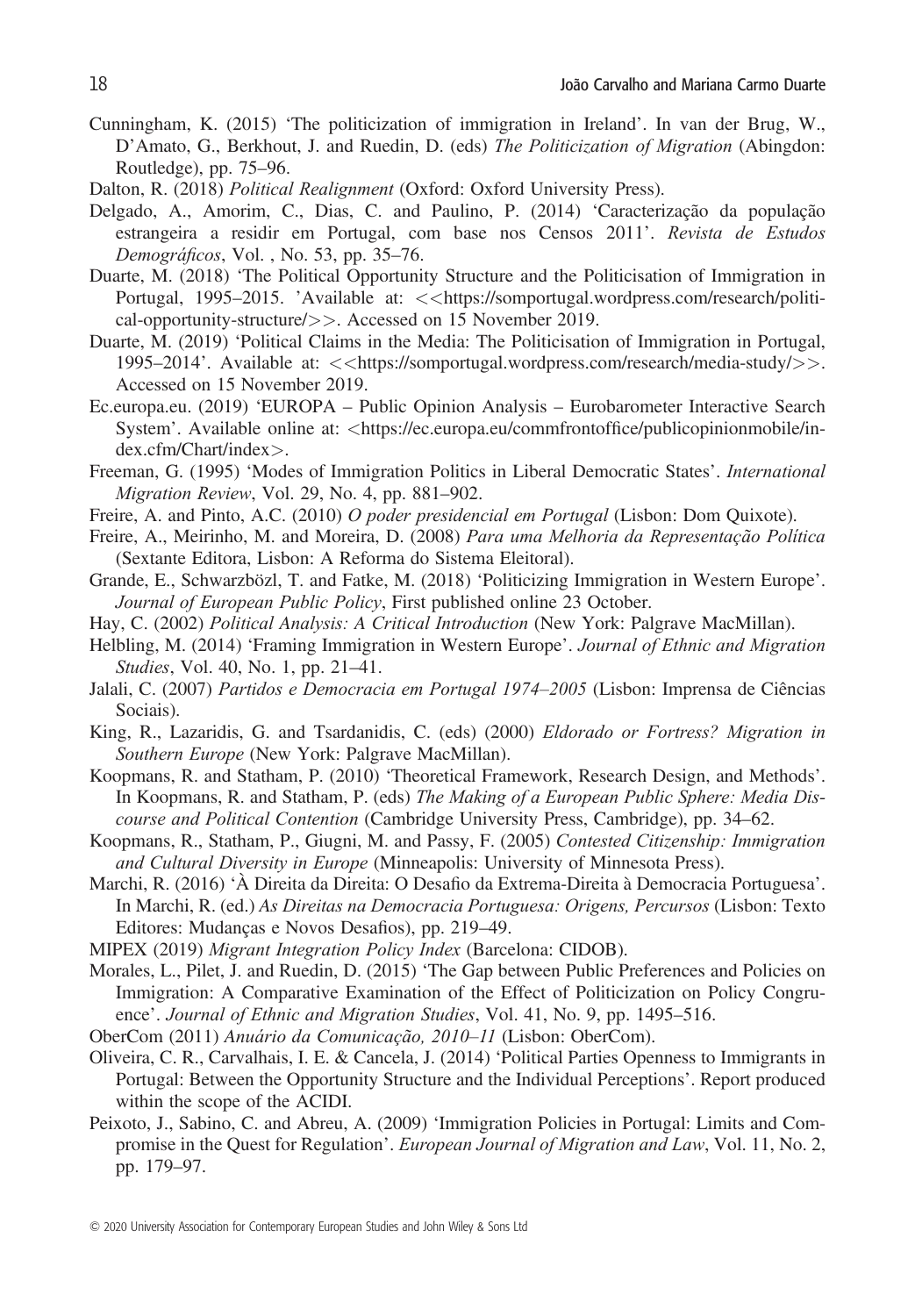Cunningham, K. (2015) 'The politicization of immigration in Ireland'. In van der Brug, W., D'Amato, G., Berkhout, J. and Ruedin, D. (eds) *The Politicization of Migration* (Abingdon: Routledge), pp. 75–96.

Dalton, R. (2018) *Political Realignment* (Oxford: Oxford University Press).

Delgado, A., Amorim, C., Dias, C. and Paulino, P. (2014) 'Caracterização da população estrangeira a residir em Portugal, com base nos Censos 2011'. *Revista de Estudos Demográficos*, Vol. , No. 53, pp. 35–76.

Duarte, M. (2018) 'The Political Opportunity Structure and the Politicisation of Immigration in Portugal, 1995–2015. 'Available at: <<https://somportugal.wordpress.com/research/political-opportunity-structure/>>. Accessed on 15 November 2019.

Duarte, M. (2019) 'Political Claims in the Media: The Politicisation of Immigration in Portugal, 1995–2014'. Available at: <<https://somportugal.wordpress.com/research/media-study/>>. Accessed on 15 November 2019.

Ec.europa.eu. (2019) 'EUROPA – Public Opinion Analysis – Eurobarometer Interactive Search System'. Available online at: <https://ec.europa.eu/commfrontoffice/publicopinionmobile/index.cfm/Chart/index>.

Freeman, G. (1995) 'Modes of Immigration Politics in Liberal Democratic States'. *International Migration Review*, Vol. 29, No. 4, pp. 881–902.

Freire, A. and Pinto, A.C. (2010) *O poder presidencial em Portugal* (Lisbon: Dom Quixote).

Freire, A., Meirinho, M. and Moreira, D. (2008) *Para uma Melhoria da Representação Política* (Sextante Editora, Lisbon: A Reforma do Sistema Eleitoral).

Grande, E., Schwarzbözl, T. and Fatke, M. (2018) 'Politicizing Immigration in Western Europe'. *Journal of European Public Policy*, First published online 23 October.

Hay, C. (2002) *Political Analysis: A Critical Introduction* (New York: Palgrave MacMillan).

Helbling, M. (2014) 'Framing Immigration in Western Europe'. *Journal of Ethnic and Migration Studies*, Vol. 40, No. 1, pp. 21–41.

Jalali, C. (2007) *Partidos e Democracia em Portugal 1974–2005* (Lisbon: Imprensa de Ciências Sociais).

King, R., Lazaridis, G. and Tsardanidis, C. (eds) (2000) *Eldorado or Fortress? Migration in Southern Europe* (New York: Palgrave MacMillan).

Koopmans, R. and Statham, P. (2010) 'Theoretical Framework, Research Design, and Methods'. In Koopmans, R. and Statham, P. (eds) *The Making of a European Public Sphere: Media Discourse and Political Contention* (Cambridge University Press, Cambridge), pp. 34–62.

Koopmans, R., Statham, P., Giugni, M. and Passy, F. (2005) *Contested Citizenship: Immigration and Cultural Diversity in Europe* (Minneapolis: University of Minnesota Press).

Marchi, R. (2016) 'À Direita da Direita: O Desafio da Extrema-Direita à Democracia Portuguesa'. In Marchi, R. (ed.) *As Direitas na Democracia Portuguesa: Origens, Percursos* (Lisbon: Texto Editores: Mudanças e Novos Desafios), pp. 219–49.

MIPEX (2019) *Migrant Integration Policy Index* (Barcelona: CIDOB).

Morales, L., Pilet, J. and Ruedin, D. (2015) 'The Gap between Public Preferences and Policies on Immigration: A Comparative Examination of the Effect of Politicization on Policy Congruence'. *Journal of Ethnic and Migration Studies*, Vol. 41, No. 9, pp. 1495–516.

OberCom (2011) *Anuário da Comunicação, 2010–11* (Lisbon: OberCom).

Oliveira, C. R., Carvalhais, I. E. & Cancela, J. (2014) 'Political Parties Openness to Immigrants in Portugal: Between the Opportunity Structure and the Individual Perceptions'. Report produced within the scope of the ACIDI.

Peixoto, J., Sabino, C. and Abreu, A. (2009) 'Immigration Policies in Portugal: Limits and Compromise in the Quest for Regulation'. *European Journal of Migration and Law*, Vol. 11, No. 2, pp. 179–97.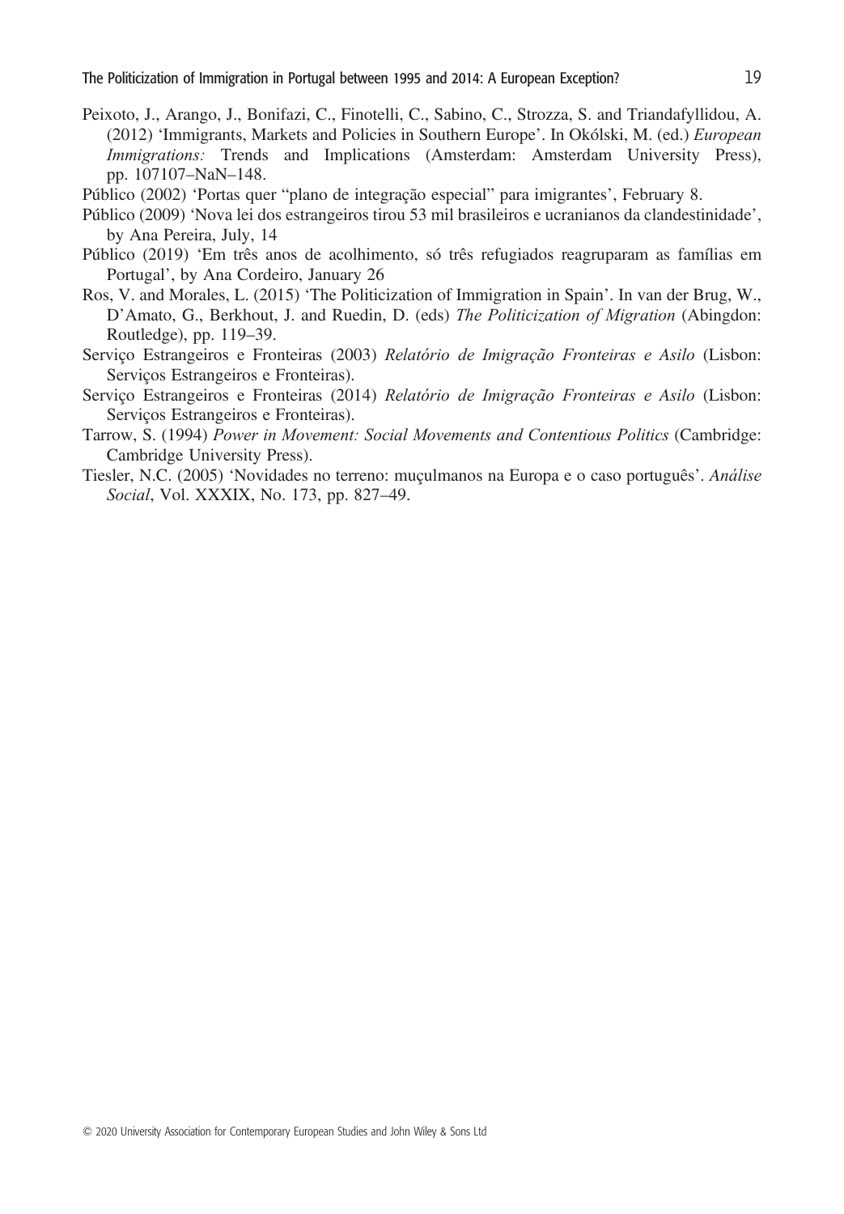Peixoto, J., Arango, J., Bonifazi, C., Finotelli, C., Sabino, C., Strozza, S. and Triandafyllidou, A. (2012) 'Immigrants, Markets and Policies in Southern Europe'. In Okólski, M. (ed.) *European Immigrations:* Trends and Implications (Amsterdam: Amsterdam University Press), pp. 107107–NaN–148.

Público (2002) 'Portas quer "plano de integração especial" para imigrantes', February 8.

Público (2009) 'Nova lei dos estrangeiros tirou 53 mil brasileiros e ucranianos da clandestinidade', by Ana Pereira, July, 14

Público (2019) 'Em três anos de acolhimento, só três refugiados reagruparam as famílias em Portugal', by Ana Cordeiro, January 26

Ros, V. and Morales, L. (2015) 'The Politicization of Immigration in Spain'. In van der Brug, W., D'Amato, G., Berkhout, J. and Ruedin, D. (eds) *The Politicization of Migration* (Abingdon: Routledge), pp. 119–39.

Serviço Estrangeiros e Fronteiras (2003) *Relatório de Imigração Fronteiras e Asilo* (Lisbon: Serviços Estrangeiros e Fronteiras).

Serviço Estrangeiros e Fronteiras (2014) *Relatório de Imigração Fronteiras e Asilo* (Lisbon: Serviços Estrangeiros e Fronteiras).

Tarrow, S. (1994) *Power in Movement: Social Movements and Contentious Politics* (Cambridge: Cambridge University Press).

Tiesler, N.C. (2005) 'Novidades no terreno: muçulmanos na Europa e o caso português'. *Análise Social*, Vol. XXXIX, No. 173, pp. 827–49.

© 2020 University Association for Contemporary European Studies and John Wiley & Sons Ltd